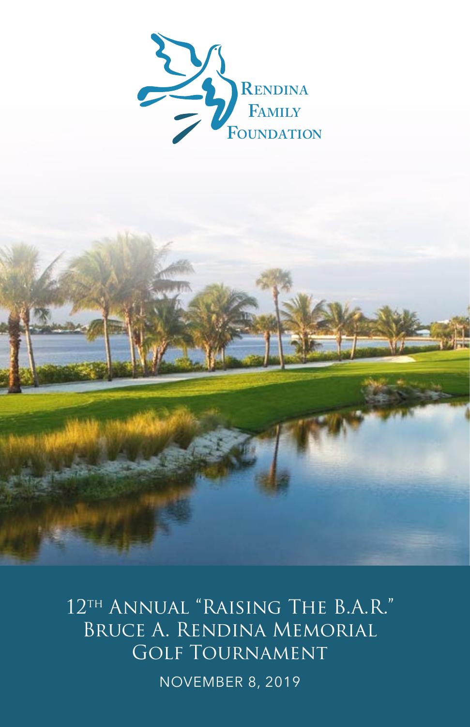Rendina Family Foundation

# 12th Annual "Raising The B.A.R." Bruce A. Rendina Memorial Golf Tournament

November 8, 2019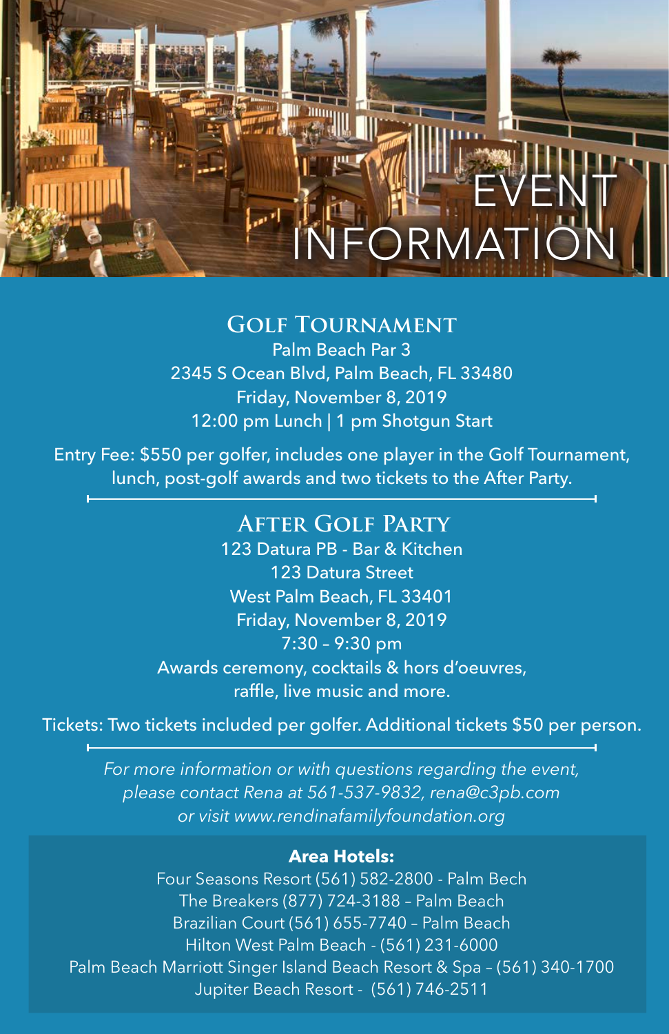# EVENT INFORMATION

## Golf Tournament

Palm Beach Par 3
2345 S Ocean Blvd, Palm Beach, FL 33480
Friday, November 8, 2019
12:00 pm Lunch | 1 pm Shotgun Start

Entry Fee: $550 per golfer, includes one player in the Golf Tournament, lunch, post-golf awards and two tickets to the After Party.

## After Golf Party

123 Datura PB - Bar & Kitchen
123 Datura Street
West Palm Beach, FL 33401
Friday, November 8, 2019
7:30 – 9:30 pm
Awards ceremony, cocktails & hors d'oeuvres, raffle, live music and more.

Tickets: Two tickets included per golfer. Additional tickets $50 per person.

*For more information or with questions regarding the event, please contact Rena at 561-537-9832, rena@c3pb.com or visit www.rendinafamilyfoundation.org*

**Area Hotels:**

Four Seasons Resort (561) 582-2800 - Palm Bech
The Breakers (877) 724-3188 – Palm Beach
Brazilian Court (561) 655-7740 – Palm Beach
Hilton West Palm Beach - (561) 231-6000
Palm Beach Marriott Singer Island Beach Resort & Spa – (561) 340-1700
Jupiter Beach Resort - (561) 746-2511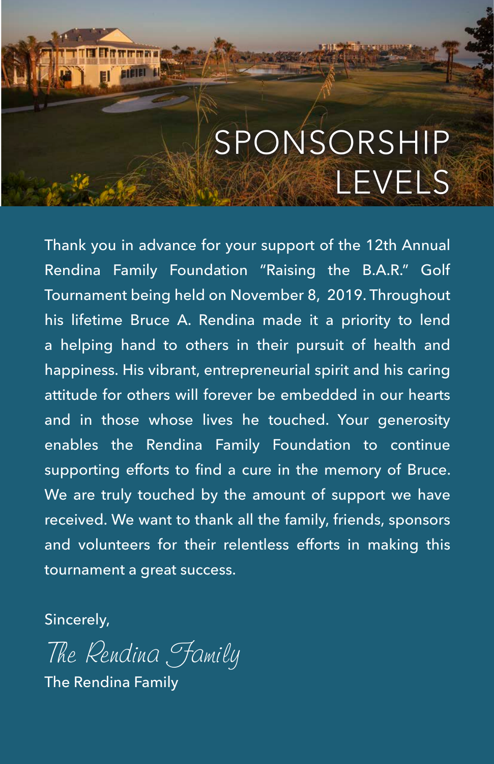# SPONSORSHIP LEVELS

Thank you in advance for your support of the 12th Annual Rendina Family Foundation "Raising the B.A.R." Golf Tournament being held on November 8, 2019. Throughout his lifetime Bruce A. Rendina made it a priority to lend a helping hand to others in their pursuit of health and happiness. His vibrant, entrepreneurial spirit and his caring attitude for others will forever be embedded in our hearts and in those whose lives he touched. Your generosity enables the Rendina Family Foundation to continue supporting efforts to find a cure in the memory of Bruce. We are truly touched by the amount of support we have received. We want to thank all the family, friends, sponsors and volunteers for their relentless efforts in making this tournament a great success.

Sincerely,

*The Rendina Family*

The Rendina Family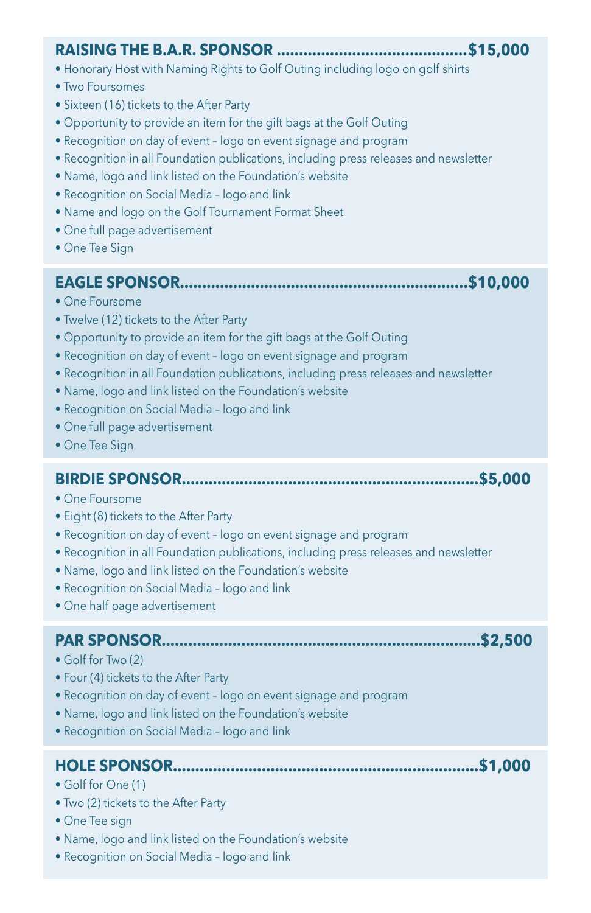## RAISING THE B.A.R. SPONSOR ..........................................$15,000

- Honorary Host with Naming Rights to Golf Outing including logo on golf shirts
- Two Foursomes
- Sixteen (16) tickets to the After Party
- Opportunity to provide an item for the gift bags at the Golf Outing
- Recognition on day of event – logo on event signage and program
- Recognition in all Foundation publications, including press releases and newsletter
- Name, logo and link listed on the Foundation's website
- Recognition on Social Media – logo and link
- Name and logo on the Golf Tournament Format Sheet
- One full page advertisement
- One Tee Sign

## EAGLE SPONSOR...............................................................$10,000

- One Foursome
- Twelve (12) tickets to the After Party
- Opportunity to provide an item for the gift bags at the Golf Outing
- Recognition on day of event – logo on event signage and program
- Recognition in all Foundation publications, including press releases and newsletter
- Name, logo and link listed on the Foundation's website
- Recognition on Social Media – logo and link
- One full page advertisement
- One Tee Sign

## BIRDIE SPONSOR.................................................................$5,000

- One Foursome
- Eight (8) tickets to the After Party
- Recognition on day of event – logo on event signage and program
- Recognition in all Foundation publications, including press releases and newsletter
- Name, logo and link listed on the Foundation's website
- Recognition on Social Media – logo and link
- One half page advertisement

## PAR SPONSOR......................................................................$2,500

- Golf for Two (2)
- Four (4) tickets to the After Party
- Recognition on day of event – logo on event signage and program
- Name, logo and link listed on the Foundation's website
- Recognition on Social Media – logo and link

## HOLE SPONSOR....................................................................$1,000

- Golf for One (1)
- Two (2) tickets to the After Party
- One Tee sign
- Name, logo and link listed on the Foundation's website
- Recognition on Social Media – logo and link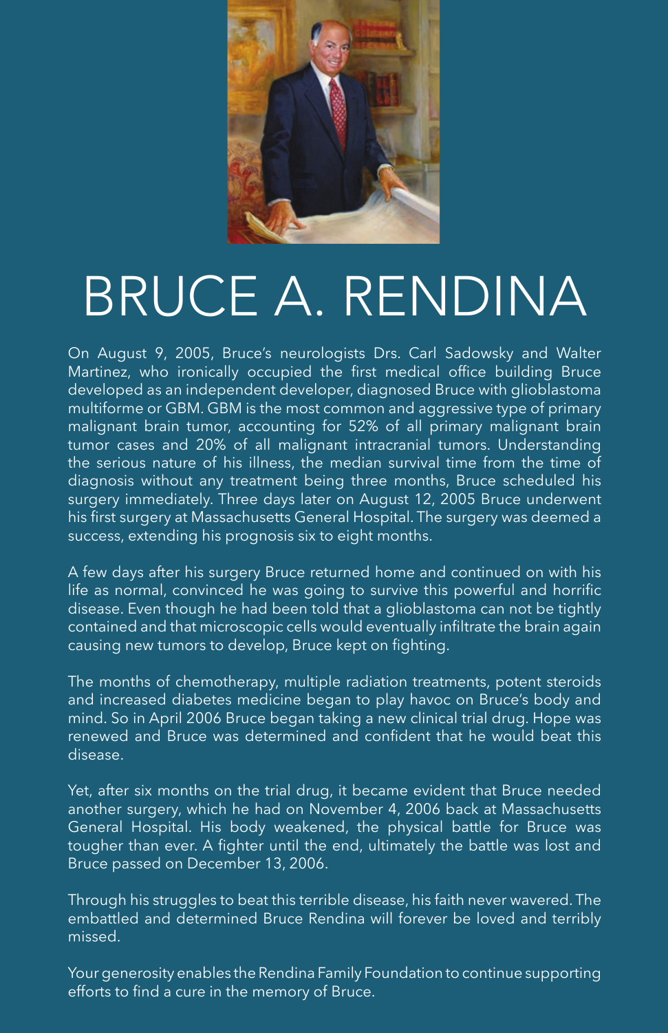# BRUCE A. RENDINA

On August 9, 2005, Bruce's neurologists Drs. Carl Sadowsky and Walter Martinez, who ironically occupied the first medical office building Bruce developed as an independent developer, diagnosed Bruce with glioblastoma multiforme or GBM. GBM is the most common and aggressive type of primary malignant brain tumor, accounting for 52% of all primary malignant brain tumor cases and 20% of all malignant intracranial tumors. Understanding the serious nature of his illness, the median survival time from the time of diagnosis without any treatment being three months, Bruce scheduled his surgery immediately. Three days later on August 12, 2005 Bruce underwent his first surgery at Massachusetts General Hospital. The surgery was deemed a success, extending his prognosis six to eight months.

A few days after his surgery Bruce returned home and continued on with his life as normal, convinced he was going to survive this powerful and horrific disease. Even though he had been told that a glioblastoma can not be tightly contained and that microscopic cells would eventually infiltrate the brain again causing new tumors to develop, Bruce kept on fighting.

The months of chemotherapy, multiple radiation treatments, potent steroids and increased diabetes medicine began to play havoc on Bruce's body and mind. So in April 2006 Bruce began taking a new clinical trial drug. Hope was renewed and Bruce was determined and confident that he would beat this disease.

Yet, after six months on the trial drug, it became evident that Bruce needed another surgery, which he had on November 4, 2006 back at Massachusetts General Hospital. His body weakened, the physical battle for Bruce was tougher than ever. A fighter until the end, ultimately the battle was lost and Bruce passed on December 13, 2006.

Through his struggles to beat this terrible disease, his faith never wavered. The embattled and determined Bruce Rendina will forever be loved and terribly missed.

Your generosity enables the Rendina Family Foundation to continue supporting efforts to find a cure in the memory of Bruce.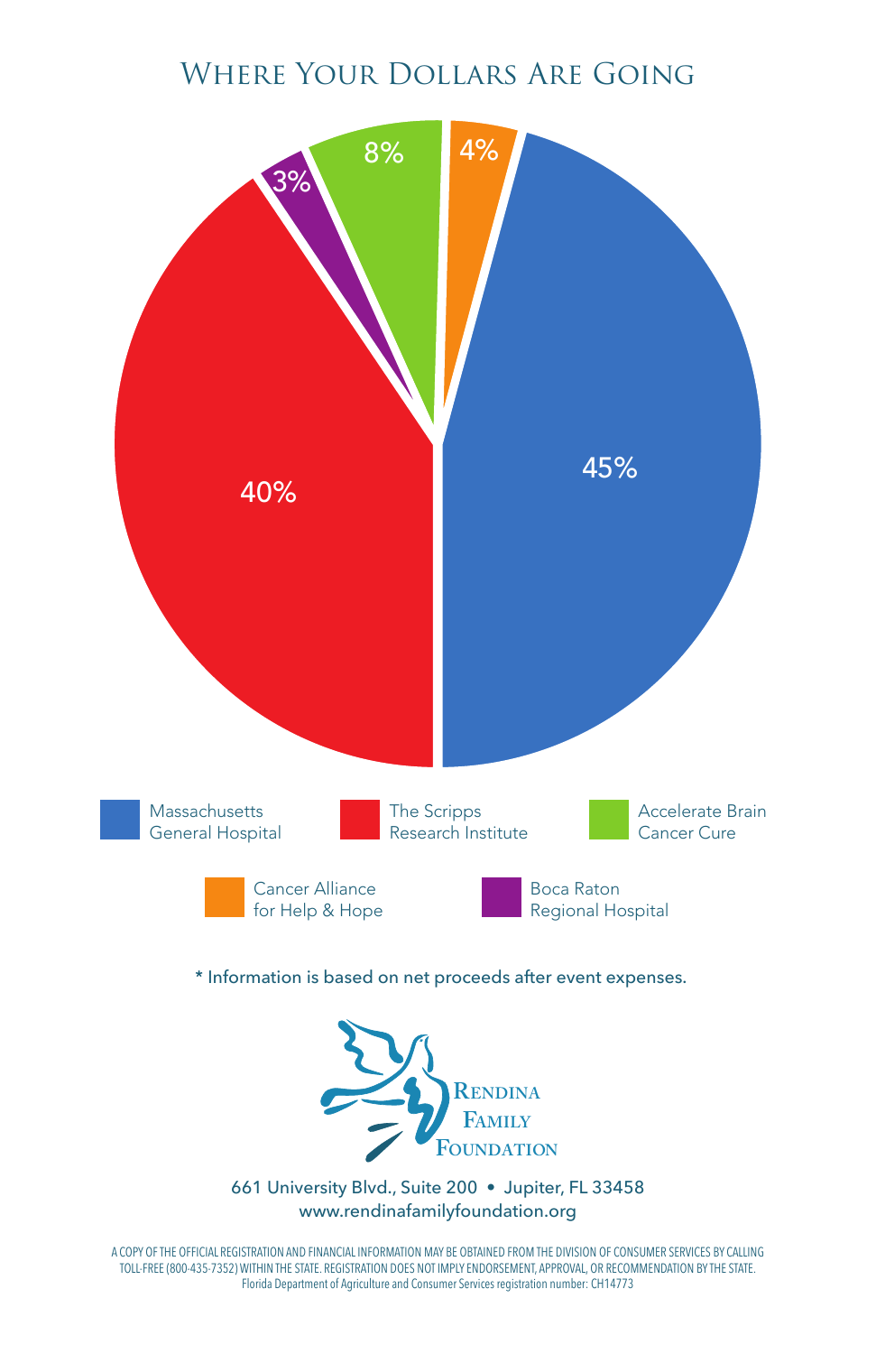# Where Your Dollars Are Going

45%

40%

8%

4%

3%

Massachusetts General Hospital

The Scripps Research Institute

Accelerate Brain Cancer Cure

Cancer Alliance for Help & Hope

Boca Raton Regional Hospital

* Information is based on net proceeds after event expenses.

Rendina Family Foundation

661 University Blvd., Suite 200 • Jupiter, FL 33458
www.rendinafamilyfoundation.org

A COPY OF THE OFFICIAL REGISTRATION AND FINANCIAL INFORMATION MAY BE OBTAINED FROM THE DIVISION OF CONSUMER SERVICES BY CALLING TOLL-FREE (800-435-7352) WITHIN THE STATE. REGISTRATION DOES NOT IMPLY ENDORSEMENT, APPROVAL, OR RECOMMENDATION BY THE STATE. Florida Department of Agriculture and Consumer Services registration number: CH14773